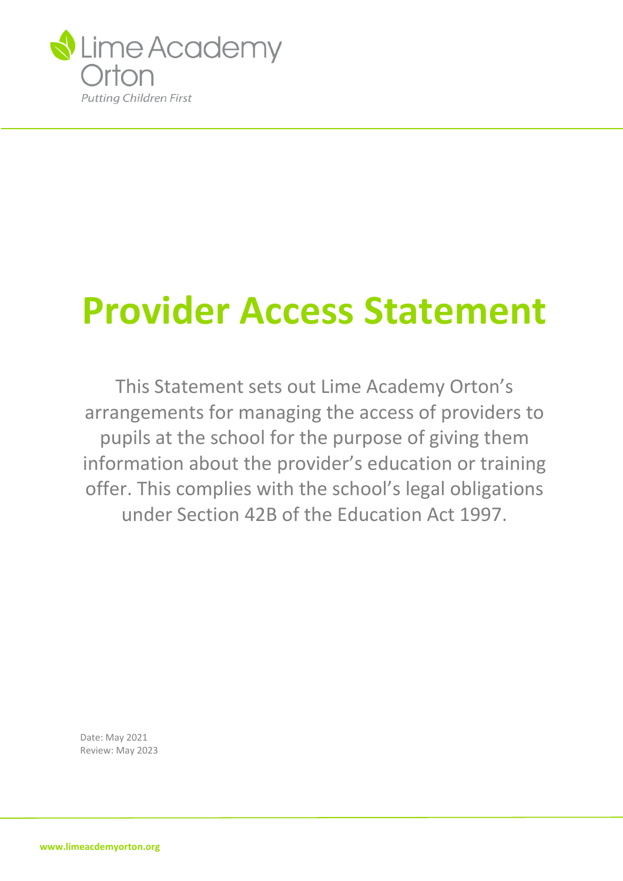Lime Academy Orton

*Putting Children First*

# Provider Access Statement

This Statement sets out Lime Academy Orton's arrangements for managing the access of providers to pupils at the school for the purpose of giving them information about the provider's education or training offer. This complies with the school's legal obligations under Section 42B of the Education Act 1997.

Date: May 2021
Review: May 2023

**www.limeacdemyorton.org**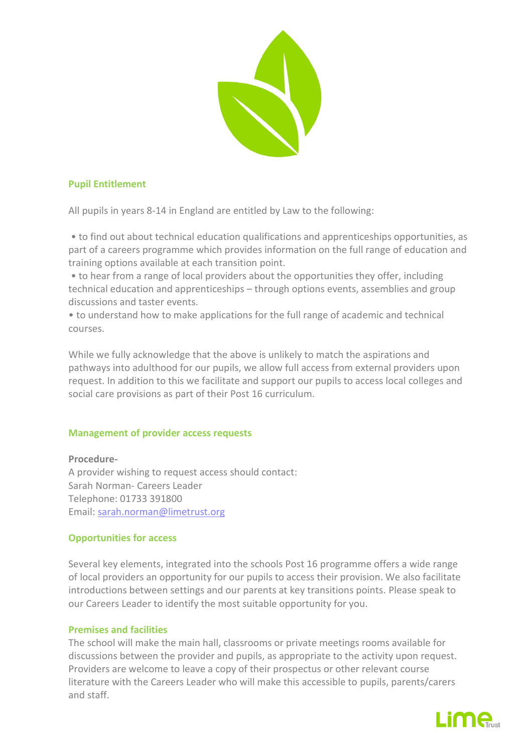## Pupil Entitlement

All pupils in years 8-14 in England are entitled by Law to the following:

• to find out about technical education qualifications and apprenticeships opportunities, as part of a careers programme which provides information on the full range of education and training options available at each transition point.
• to hear from a range of local providers about the opportunities they offer, including technical education and apprenticeships – through options events, assemblies and group discussions and taster events.
• to understand how to make applications for the full range of academic and technical courses.

While we fully acknowledge that the above is unlikely to match the aspirations and pathways into adulthood for our pupils, we allow full access from external providers upon request. In addition to this we facilitate and support our pupils to access local colleges and social care provisions as part of their Post 16 curriculum.

## Management of provider access requests

**Procedure-**
A provider wishing to request access should contact:
Sarah Norman- Careers Leader
Telephone: 01733 391800
Email: sarah.norman@limetrust.org

## Opportunities for access

Several key elements, integrated into the schools Post 16 programme offers a wide range of local providers an opportunity for our pupils to access their provision. We also facilitate introductions between settings and our parents at key transitions points. Please speak to our Careers Leader to identify the most suitable opportunity for you.

## Premises and facilities

The school will make the main hall, classrooms or private meetings rooms available for discussions between the provider and pupils, as appropriate to the activity upon request. Providers are welcome to leave a copy of their prospectus or other relevant course literature with the Careers Leader who will make this accessible to pupils, parents/carers and staff.